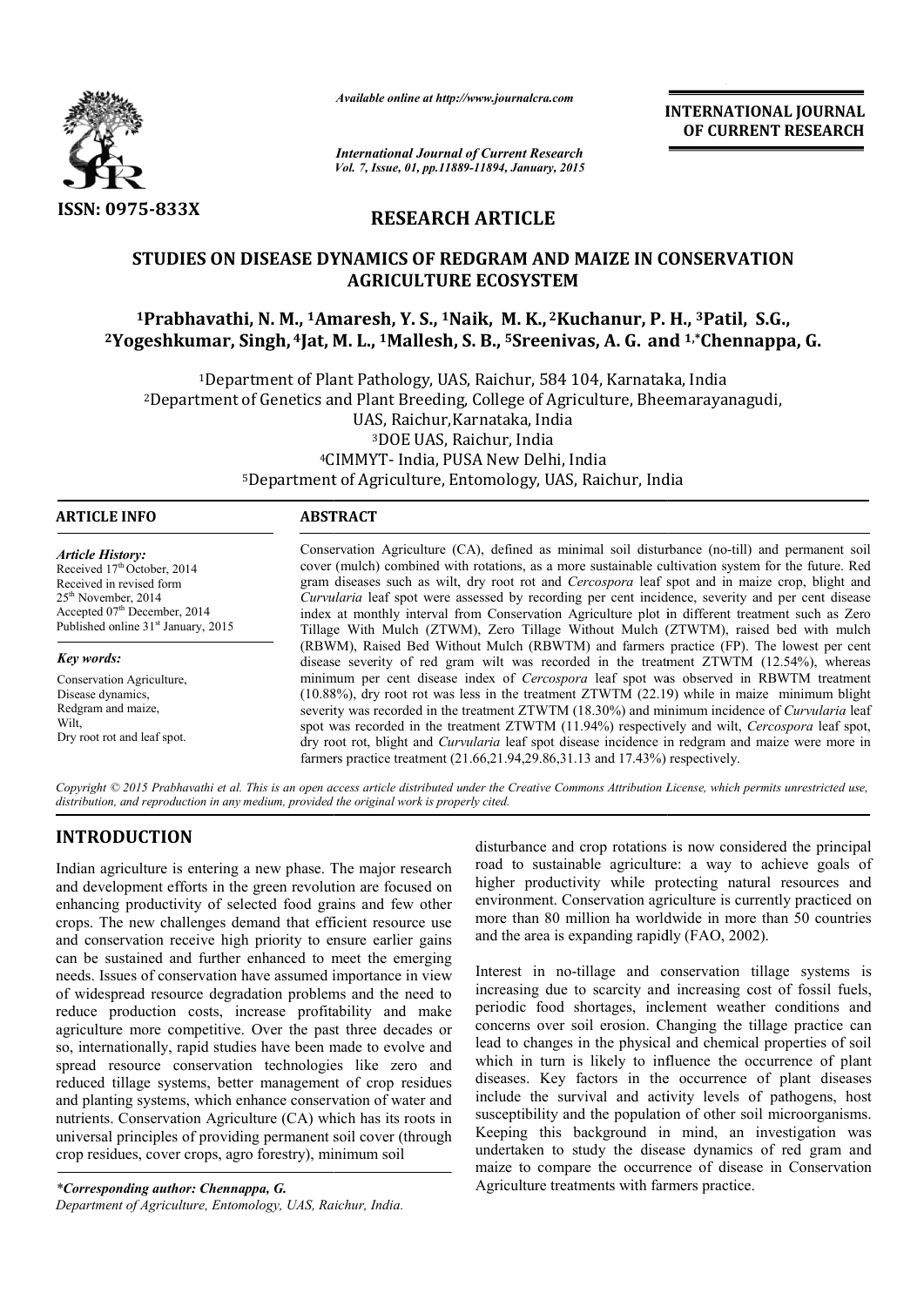*Available online at http://www.journalcra.com*

*International Journal of Current Research*
*Vol. 7, Issue, 01, pp.11889-11894, January, 2015*

**ISSN: 0975-833X**

**INTERNATIONAL JOURNAL OF CURRENT RESEARCH**

## RESEARCH ARTICLE

# STUDIES ON DISEASE DYNAMICS OF REDGRAM AND MAIZE IN CONSERVATION AGRICULTURE ECOSYSTEM

**[1]Prabhavathi, N. M., [1]Amaresh, Y. S., [1]Naik, M. K., [2]Kuchanur, P. H., [3]Patil, S.G., [2]Yogeshkumar, Singh, [4]Jat, M. L., [1]Mallesh, S. B., [5]Sreenivas, A. G. and [1,*]Chennappa, G.**

[1]Department of Plant Pathology, UAS, Raichur, 584 104, Karnataka, India
[2]Department of Genetics and Plant Breeding, College of Agriculture, Bheemarayanagudi, UAS, Raichur,Karnataka, India
[3]DOE UAS, Raichur, India
[4]CIMMYT- India, PUSA New Delhi, India
[5]Department of Agriculture, Entomology, UAS, Raichur, India

**ARTICLE INFO**

*Article History:*
Received 17th October, 2014
Received in revised form 25th November, 2014
Accepted 07th December, 2014
Published online 31st January, 2015

*Key words:*
Conservation Agriculture,
Disease dynamics,
Redgram and maize,
Wilt,
Dry root rot and leaf spot.

**ABSTRACT**

Conservation Agriculture (CA), defined as minimal soil disturbance (no-till) and permanent soil cover (mulch) combined with rotations, as a more sustainable cultivation system for the future. Red gram diseases such as wilt, dry root rot and *Cercospora* leaf spot and in maize crop, blight and *Curvularia* leaf spot were assessed by recording per cent incidence, severity and per cent disease index at monthly interval from Conservation Agriculture plot in different treatment such as Zero Tillage With Mulch (ZTWM), Zero Tillage Without Mulch (ZTWTM), raised bed with mulch (RBWM), Raised Bed Without Mulch (RBWTM) and farmers practice (FP). The lowest per cent disease severity of red gram wilt was recorded in the treatment ZTWTM (12.54%), whereas minimum per cent disease index of *Cercospora* leaf spot was observed in RBWTM treatment (10.88%), dry root rot was less in the treatment ZTWTM (22.19) while in maize minimum blight severity was recorded in the treatment ZTWTM (18.30%) and minimum incidence of *Curvularia* leaf spot was recorded in the treatment ZTWTM (11.94%) respectively and wilt, *Cercospora* leaf spot, dry root rot, blight and *Curvularia* leaf spot disease incidence in redgram and maize were more in farmers practice treatment (21.66,21.94,29.86,31.13 and 17.43%) respectively.

*Copyright © 2015 Prabhavathi et al. This is an open access article distributed under the Creative Commons Attribution License, which permits unrestricted use, distribution, and reproduction in any medium, provided the original work is properly cited.*

## INTRODUCTION

Indian agriculture is entering a new phase. The major research and development efforts in the green revolution are focused on enhancing productivity of selected food grains and few other crops. The new challenges demand that efficient resource use and conservation receive high priority to ensure earlier gains can be sustained and further enhanced to meet the emerging needs. Issues of conservation have assumed importance in view of widespread resource degradation problems and the need to reduce production costs, increase profitability and make agriculture more competitive. Over the past three decades or so, internationally, rapid studies have been made to evolve and spread resource conservation technologies like zero and reduced tillage systems, better management of crop residues and planting systems, which enhance conservation of water and nutrients. Conservation Agriculture (CA) which has its roots in universal principles of providing permanent soil cover (through crop residues, cover crops, agro forestry), minimum soil disturbance and crop rotations is now considered the principal road to sustainable agriculture: a way to achieve goals of higher productivity while protecting natural resources and environment. Conservation agriculture is currently practiced on more than 80 million ha worldwide in more than 50 countries and the area is expanding rapidly (FAO, 2002).

Interest in no-tillage and conservation tillage systems is increasing due to scarcity and increasing cost of fossil fuels, periodic food shortages, inclement weather conditions and concerns over soil erosion. Changing the tillage practice can lead to changes in the physical and chemical properties of soil which in turn is likely to influence the occurrence of plant diseases. Key factors in the occurrence of plant diseases include the survival and activity levels of pathogens, host susceptibility and the population of other soil microorganisms. Keeping this background in mind, an investigation was undertaken to study the disease dynamics of red gram and maize to compare the occurrence of disease in Conservation Agriculture treatments with farmers practice.

*\*Corresponding author: Chennappa, G.*
*Department of Agriculture, Entomology, UAS, Raichur, India.*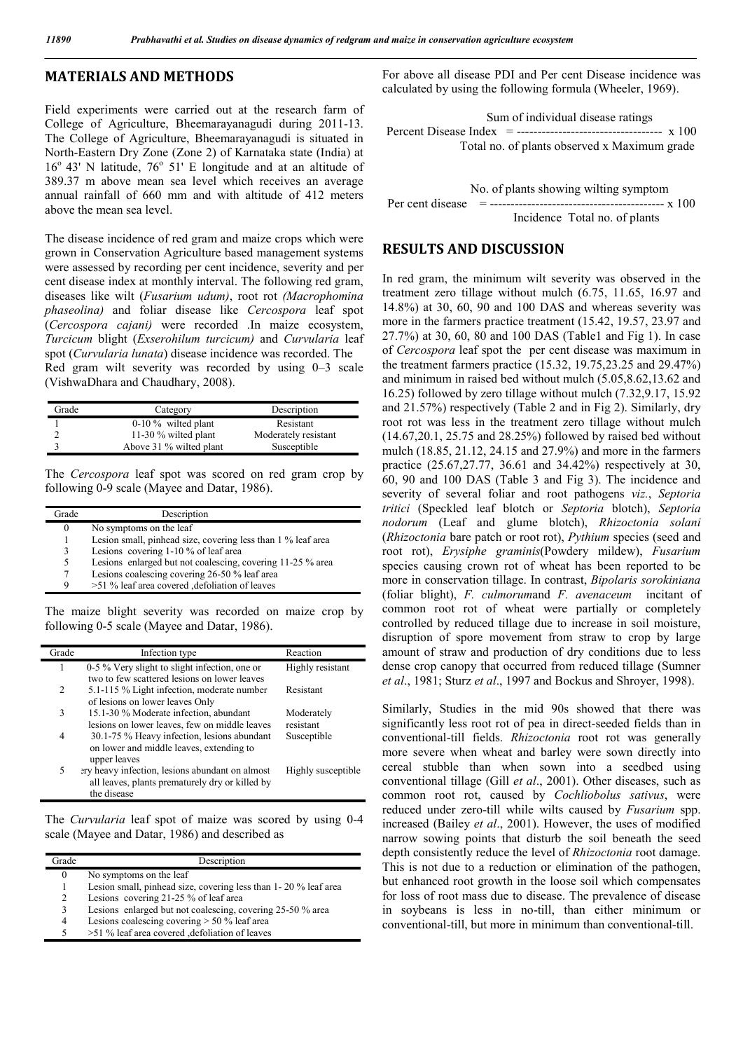## MATERIALS AND METHODS

Field experiments were carried out at the research farm of College of Agriculture, Bheemarayanagudi during 2011-13. The College of Agriculture, Bheemarayanagudi is situated in North-Eastern Dry Zone (Zone 2) of Karnataka state (India) at 16° 43' N latitude, 76° 51' E longitude and at an altitude of 389.37 m above mean sea level which receives an average annual rainfall of 660 mm and with altitude of 412 meters above the mean sea level.

The disease incidence of red gram and maize crops which were grown in Conservation Agriculture based management systems were assessed by recording per cent incidence, severity and per cent disease index at monthly interval. The following red gram, diseases like wilt (*Fusarium udum)*, root rot *(Macrophomina phaseolina)* and foliar disease like *Cercospora* leaf spot (*Cercospora cajani)* were recorded .In maize ecosystem, *Turcicum* blight (*Exserohilum turcicum)* and *Curvularia* leaf spot (*Curvularia lunata*) disease incidence was recorded. The Red gram wilt severity was recorded by using 0–3 scale (VishwaDhara and Chaudhary, 2008).

| Grade | Category | Description |
|---|---|---|
| 1 | 0-10 % wilted plant | Resistant |
| 2 | 11-30 % wilted plant | Moderately resistant |
| 3 | Above 31 % wilted plant | Susceptible |

The *Cercospora* leaf spot was scored on red gram crop by following 0-9 scale (Mayee and Datar, 1986).

| Grade | Description |
|---|---|
| 0 | No symptoms on the leaf |
| 1 | Lesion small, pinhead size, covering less than 1 % leaf area |
| 3 | Lesions covering 1-10 % of leaf area |
| 5 | Lesions enlarged but not coalescing, covering 11-25 % area |
| 7 | Lesions coalescing covering 26-50 % leaf area |
| 9 | >51 % leaf area covered ,defoliation of leaves |

The maize blight severity was recorded on maize crop by following 0-5 scale (Mayee and Datar, 1986).

| Grade | Infection type | Reaction |
|---|---|---|
| 1 | 0-5 % Very slight to slight infection, one or two to few scattered lesions on lower leaves | Highly resistant |
| 2 | 5.1-115 % Light infection, moderate number of lesions on lower leaves Only | Resistant |
| 3 | 15.1-30 % Moderate infection, abundant lesions on lower leaves, few on middle leaves | Moderately resistant |
| 4 | 30.1-75 % Heavy infection, lesions abundant on lower and middle leaves, extending to upper leaves | Susceptible |
| 5 | ery heavy infection, lesions abundant on almost all leaves, plants prematurely dry or killed by the disease | Highly susceptible |

The *Curvularia* leaf spot of maize was scored by using 0-4 scale (Mayee and Datar, 1986) and described as

| Grade | Description |
|---|---|
| 0 | No symptoms on the leaf |
| 1 | Lesion small, pinhead size, covering less than 1- 20 % leaf area |
| 2 | Lesions covering 21-25 % of leaf area |
| 3 | Lesions enlarged but not coalescing, covering 25-50 % area |
| 4 | Lesions coalescing covering > 50 % leaf area |
| 5 | >51 % leaf area covered ,defoliation of leaves |

For above all disease PDI and Per cent Disease incidence was calculated by using the following formula (Wheeler, 1969).

$$\text{Percent Disease Index} = \frac{\text{Sum of individual disease ratings}}{\text{Total no. of plants observed x Maximum grade}} \times 100$$

$$\text{Per cent disease Incidence} = \frac{\text{No. of plants showing wilting symptom}}{\text{Total no. of plants}} \times 100$$

## RESULTS AND DISCUSSION

In red gram, the minimum wilt severity was observed in the treatment zero tillage without mulch (6.75, 11.65, 16.97 and 14.8%) at 30, 60, 90 and 100 DAS and whereas severity was more in the farmers practice treatment (15.42, 19.57, 23.97 and 27.7%) at 30, 60, 80 and 100 DAS (Table1 and Fig 1). In case of *Cercospora* leaf spot the per cent disease was maximum in the treatment farmers practice (15.32, 19.75,23.25 and 29.47%) and minimum in raised bed without mulch (5.05,8.62,13.62 and 16.25) followed by zero tillage without mulch (7.32,9.17, 15.92 and 21.57%) respectively (Table 2 and in Fig 2). Similarly, dry root rot was less in the treatment zero tillage without mulch (14.67,20.1, 25.75 and 28.25%) followed by raised bed without mulch (18.85, 21.12, 24.15 and 27.9%) and more in the farmers practice (25.67,27.77, 36.61 and 34.42%) respectively at 30, 60, 90 and 100 DAS (Table 3 and Fig 3). The incidence and severity of several foliar and root pathogens *viz.*, *Septoria tritici* (Speckled leaf blotch or *Septoria* blotch), *Septoria nodorum* (Leaf and glume blotch), *Rhizoctonia solani* (*Rhizoctonia* bare patch or root rot), *Pythium* species (seed and root rot), *Erysiphe graminis*(Powdery mildew), *Fusarium* species causing crown rot of wheat has been reported to be more in conservation tillage. In contrast, *Bipolaris sorokiniana* (foliar blight), *F. culmorum*and *F. avenaceum* incitant of common root rot of wheat were partially or completely controlled by reduced tillage due to increase in soil moisture, disruption of spore movement from straw to crop by large amount of straw and production of dry conditions due to less dense crop canopy that occurred from reduced tillage (Sumner *et al*., 1981; Sturz *et al*., 1997 and Bockus and Shroyer, 1998).

Similarly, Studies in the mid 90s showed that there was significantly less root rot of pea in direct-seeded fields than in conventional-till fields. *Rhizoctonia* root rot was generally more severe when wheat and barley were sown directly into cereal stubble than when sown into a seedbed using conventional tillage (Gill *et al*., 2001). Other diseases, such as common root rot, caused by *Cochliobolus sativus*, were reduced under zero-till while wilts caused by *Fusarium* spp. increased (Bailey *et al*., 2001). However, the uses of modified narrow sowing points that disturb the soil beneath the seed depth consistently reduce the level of *Rhizoctonia* root damage. This is not due to a reduction or elimination of the pathogen, but enhanced root growth in the loose soil which compensates for loss of root mass due to disease. The prevalence of disease in soybeans is less in no-till, than either minimum or conventional-till, but more in minimum than conventional-till.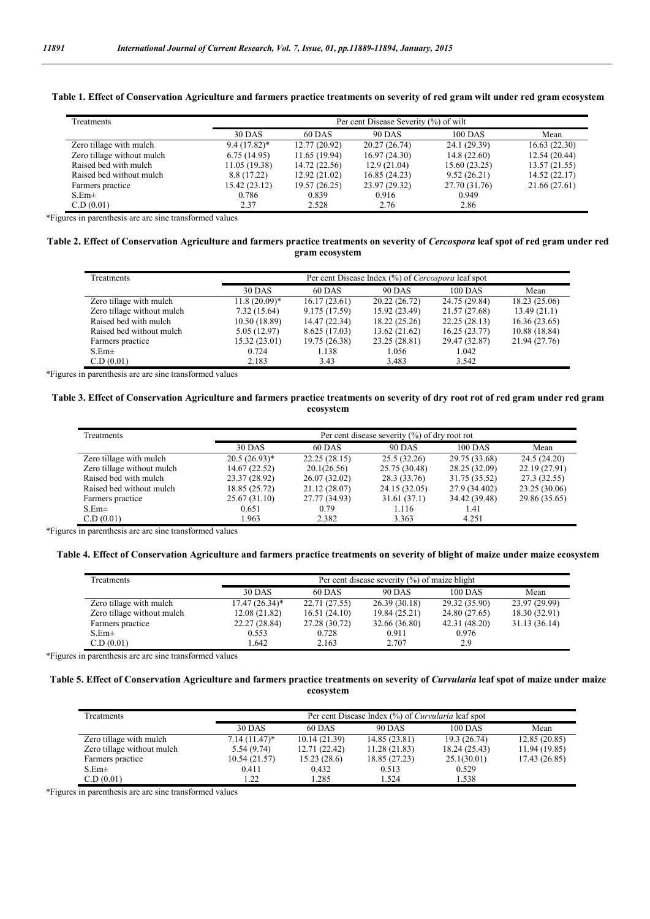**Table 1. Effect of Conservation Agriculture and farmers practice treatments on severity of red gram wilt under red gram ecosystem**

| Treatments | Per cent Disease Severity (%) of wilt | | | | |
|---|---|---|---|---|---|
| | 30 DAS | 60 DAS | 90 DAS | 100 DAS | Mean |
| Zero tillage with mulch | 9.4 (17.82)* | 12.77 (20.92) | 20.27 (26.74) | 24.1 (29.39) | 16.63 (22.30) |
| Zero tillage without mulch | 6.75 (14.95) | 11.65 (19.94) | 16.97 (24.30) | 14.8 (22.60) | 12.54 (20.44) |
| Raised bed with mulch | 11.05 (19.38) | 14.72 (22.56) | 12.9 (21.04) | 15.60 (23.25) | 13.57 (21.55) |
| Raised bed without mulch | 8.8 (17.22) | 12.92 (21.02) | 16.85 (24.23) | 9.52 (26.21) | 14.52 (22.17) |
| Farmers practice | 15.42 (23.12) | 19.57 (26.25) | 23.97 (29.32) | 27.70 (31.76) | 21.66 (27.61) |
| S.Em± | 0.786 | 0.839 | 0.916 | 0.949 | |
| C.D (0.01) | 2.37 | 2.528 | 2.76 | 2.86 | |

*Figures in parenthesis are arc sine transformed values

**Table 2. Effect of Conservation Agriculture and farmers practice treatments on severity of *Cercospora* leaf spot of red gram under red gram ecosystem**

| Treatments | Per cent Disease Index (%) of *Cercospora* leaf spot | | | | |
|---|---|---|---|---|---|
| | 30 DAS | 60 DAS | 90 DAS | 100 DAS | Mean |
| Zero tillage with mulch | 11.8 (20.09)* | 16.17 (23.61) | 20.22 (26.72) | 24.75 (29.84) | 18.23 (25.06) |
| Zero tillage without mulch | 7.32 (15.64) | 9.175 (17.59) | 15.92 (23.49) | 21.57 (27.68) | 13.49 (21.1) |
| Raised bed with mulch | 10.50 (18.89) | 14.47 (22.34) | 18.22 (25.26) | 22.25 (28.13) | 16.36 (23.65) |
| Raised bed without mulch | 5.05 (12.97) | 8.625 (17.03) | 13.62 (21.62) | 16.25 (23.77) | 10.88 (18.84) |
| Farmers practice | 15.32 (23.01) | 19.75 (26.38) | 23.25 (28.81) | 29.47 (32.87) | 21.94 (27.76) |
| S.Em± | 0.724 | 1.138 | 1.056 | 1.042 | |
| C.D (0.01) | 2.183 | 3.43 | 3.483 | 3.542 | |

*Figures in parenthesis are arc sine transformed values

**Table 3. Effect of Conservation Agriculture and farmers practice treatments on severity of dry root rot of red gram under red gram ecosystem**

| Treatments | Per cent disease severity (%) of dry root rot | | | | |
|---|---|---|---|---|---|
| | 30 DAS | 60 DAS | 90 DAS | 100 DAS | Mean |
| Zero tillage with mulch | 20.5 (26.93)* | 22.25 (28.15) | 25.5 (32.26) | 29.75 (33.68) | 24.5 (24.20) |
| Zero tillage without mulch | 14.67 (22.52) | 20.1(26.56) | 25.75 (30.48) | 28.25 (32.09) | 22.19 (27.91) |
| Raised bed with mulch | 23.37 (28.92) | 26.07 (32.02) | 28.3 (33.76) | 31.75 (35.52) | 27.3 (32.55) |
| Raised bed without mulch | 18.85 (25.72) | 21.12 (28.07) | 24.15 (32.05) | 27.9 (34.402) | 23.25 (30.06) |
| Farmers practice | 25.67 (31.10) | 27.77 (34.93) | 31.61 (37.1) | 34.42 (39.48) | 29.86 (35.65) |
| S.Em± | 0.651 | 0.79 | 1.116 | 1.41 | |
| C.D (0.01) | 1.963 | 2.382 | 3.363 | 4.251 | |

*Figures in parenthesis are arc sine transformed values

**Table 4. Effect of Conservation Agriculture and farmers practice treatments on severity of blight of maize under maize ecosystem**

| Treatments | Per cent disease severity (%) of maize blight | | | | |
|---|---|---|---|---|---|
| | 30 DAS | 60 DAS | 90 DAS | 100 DAS | Mean |
| Zero tillage with mulch | 17.47 (26.34)* | 22.71 (27.55) | 26.39 (30.18) | 29.32 (35.90) | 23.97 (29.99) |
| Zero tillage without mulch | 12.08 (21.82) | 16.51 (24.10) | 19.84 (25.21) | 24.80 (27.65) | 18.30 (32.91) |
| Farmers practice | 22.27 (28.84) | 27.28 (30.72) | 32.66 (36.80) | 42.31 (48.20) | 31.13 (36.14) |
| S.Em± | 0.553 | 0.728 | 0.911 | 0.976 | |
| C.D (0.01) | 1.642 | 2.163 | 2.707 | 2.9 | |

*Figures in parenthesis are arc sine transformed values

**Table 5. Effect of Conservation Agriculture and farmers practice treatments on severity of *Curvularia* leaf spot of maize under maize ecosystem**

| Treatments | Per cent Disease Index (%) of *Curvularia* leaf spot | | | | |
|---|---|---|---|---|---|
| | 30 DAS | 60 DAS | 90 DAS | 100 DAS | Mean |
| Zero tillage with mulch | 7.14 (11.47)* | 10.14 (21.39) | 14.85 (23.81) | 19.3 (26.74) | 12.85 (20.85) |
| Zero tillage without mulch | 5.54 (9.74) | 12.71 (22.42) | 11.28 (21.83) | 18.24 (25.43) | 11.94 (19.85) |
| Farmers practice | 10.54 (21.57) | 15.23 (28.6) | 18.85 (27.23) | 25.1(30.01) | 17.43 (26.85) |
| S.Em± | 0.411 | 0.432 | 0.513 | 0.529 | |
| C.D (0.01) | 1.22 | 1.285 | 1.524 | 1.538 | |

*Figures in parenthesis are arc sine transformed values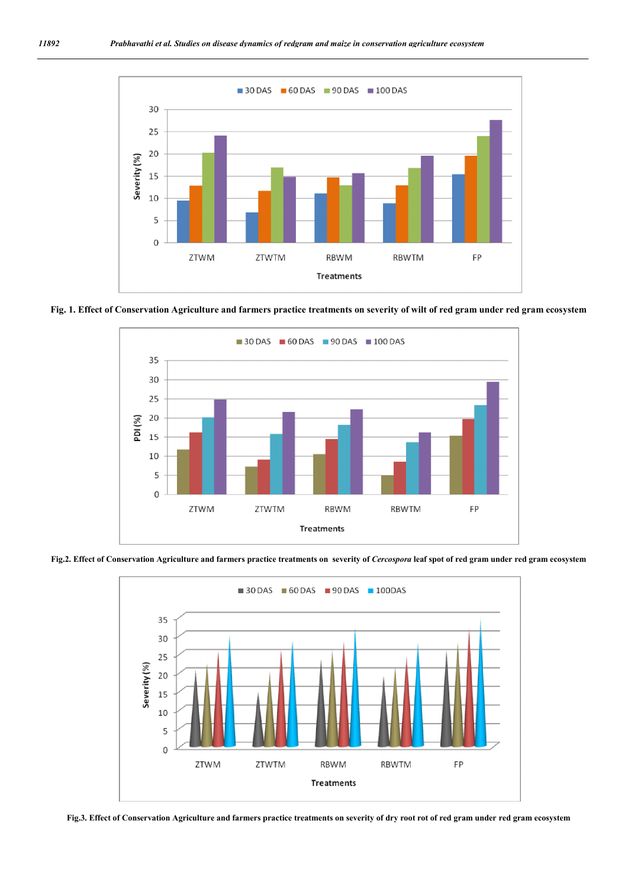Fig. 1. Effect of Conservation Agriculture and farmers practice treatments on severity of wilt of red gram under red gram ecosystem

Fig.2. Effect of Conservation Agriculture and farmers practice treatments on severity of *Cercospora* leaf spot of red gram under red gram ecosystem

Fig.3. Effect of Conservation Agriculture and farmers practice treatments on severity of dry root rot of red gram under red gram ecosystem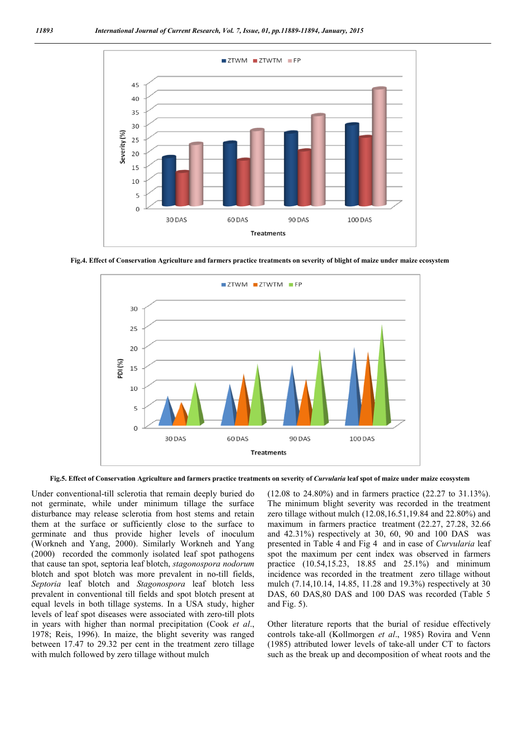Fig.4. Effect of Conservation Agriculture and farmers practice treatments on severity of blight of maize under maize ecosystem

Fig.5. Effect of Conservation Agriculture and farmers practice treatments on severity of *Curvularia* leaf spot of maize under maize ecosystem

Under conventional-till sclerotia that remain deeply buried do not germinate, while under minimum tillage the surface disturbance may release sclerotia from host stems and retain them at the surface or sufficiently close to the surface to germinate and thus provide higher levels of inoculum (Workneh and Yang, 2000). Similarly Workneh and Yang (2000) recorded the commonly isolated leaf spot pathogens that cause tan spot, septoria leaf blotch, *stagonospora nodorum* blotch and spot blotch was more prevalent in no-till fields, *Septoria* leaf blotch and *Stagonospora* leaf blotch less prevalent in conventional till fields and spot blotch present at equal levels in both tillage systems. In a USA study, higher levels of leaf spot diseases were associated with zero-till plots in years with higher than normal precipitation (Cook *et al*., 1978; Reis, 1996). In maize, the blight severity was ranged between 17.47 to 29.32 per cent in the treatment zero tillage with mulch followed by zero tillage without mulch (12.08 to 24.80%) and in farmers practice (22.27 to 31.13%). The minimum blight severity was recorded in the treatment zero tillage without mulch (12.08,16.51,19.84 and 22.80%) and maximum in farmers practice treatment (22.27, 27.28, 32.66 and 42.31%) respectively at 30, 60, 90 and 100 DAS was presented in Table 4 and Fig 4 and in case of *Curvularia* leaf spot the maximum per cent index was observed in farmers practice (10.54,15.23, 18.85 and 25.1%) and minimum incidence was recorded in the treatment zero tillage without mulch (7.14,10.14, 14.85, 11.28 and 19.3%) respectively at 30 DAS, 60 DAS,80 DAS and 100 DAS was recorded (Table 5 and Fig. 5).

Other literature reports that the burial of residue effectively controls take-all (Kollmorgen *et al*., 1985) Rovira and Venn (1985) attributed lower levels of take-all under CT to factors such as the break up and decomposition of wheat roots and the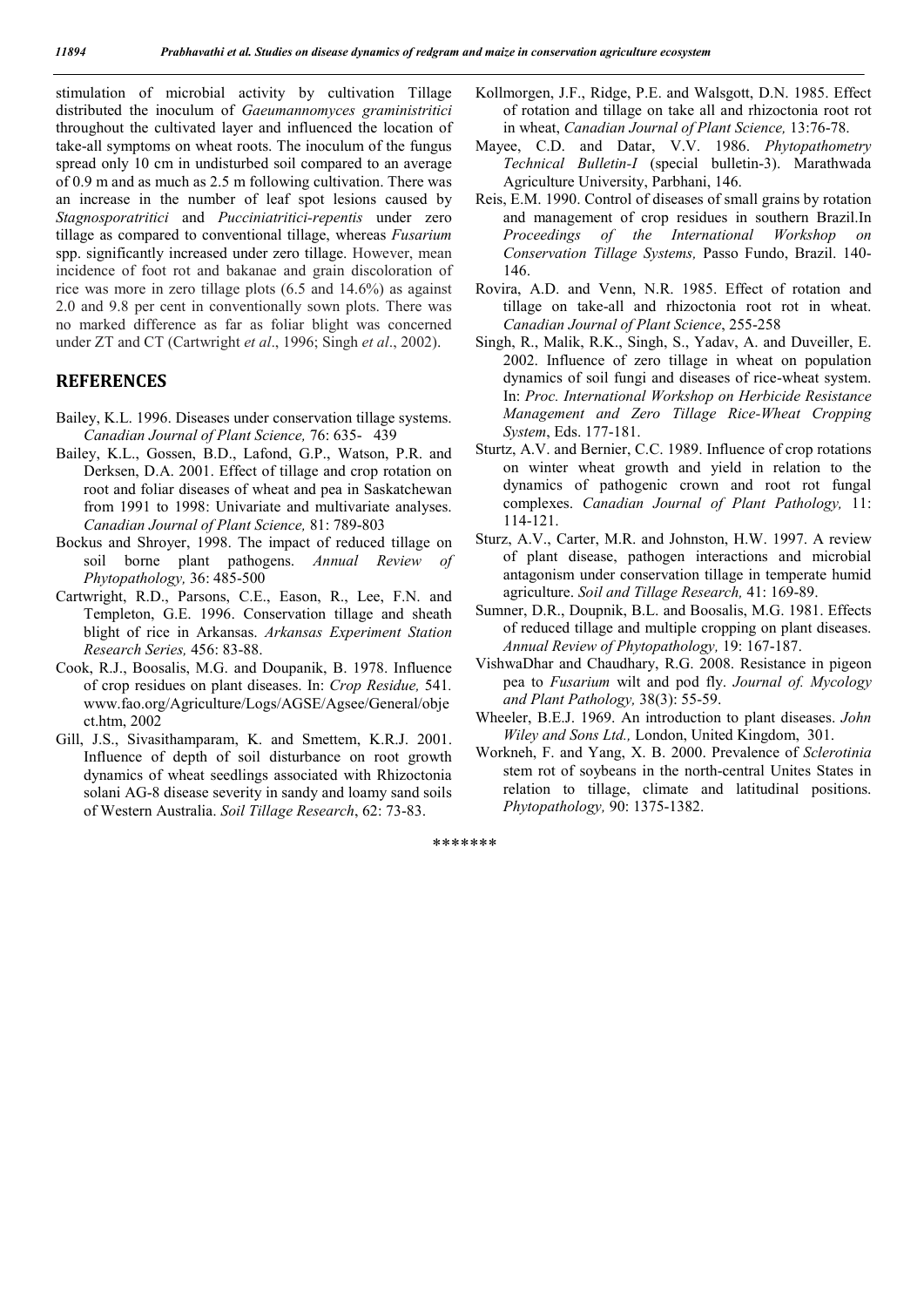stimulation of microbial activity by cultivation Tillage distributed the inoculum of *Gaeumannomyces graministritici* throughout the cultivated layer and influenced the location of take-all symptoms on wheat roots. The inoculum of the fungus spread only 10 cm in undisturbed soil compared to an average of 0.9 m and as much as 2.5 m following cultivation. There was an increase in the number of leaf spot lesions caused by *Stagnosporatritici* and *Pucciniatritici-repentis* under zero tillage as compared to conventional tillage, whereas *Fusarium* spp. significantly increased under zero tillage. However, mean incidence of foot rot and bakanae and grain discoloration of rice was more in zero tillage plots (6.5 and 14.6%) as against 2.0 and 9.8 per cent in conventionally sown plots. There was no marked difference as far as foliar blight was concerned under ZT and CT (Cartwright *et al*., 1996; Singh *et al*., 2002).

## REFERENCES

Bailey, K.L. 1996. Diseases under conservation tillage systems. *Canadian Journal of Plant Science,* 76: 635- 439

Bailey, K.L., Gossen, B.D., Lafond, G.P., Watson, P.R. and Derksen, D.A. 2001. Effect of tillage and crop rotation on root and foliar diseases of wheat and pea in Saskatchewan from 1991 to 1998: Univariate and multivariate analyses. *Canadian Journal of Plant Science,* 81: 789-803

Bockus and Shroyer, 1998. The impact of reduced tillage on soil borne plant pathogens. *Annual Review of Phytopathology,* 36: 485-500

Cartwright, R.D., Parsons, C.E., Eason, R., Lee, F.N. and Templeton, G.E. 1996. Conservation tillage and sheath blight of rice in Arkansas. *Arkansas Experiment Station Research Series,* 456: 83-88.

Cook, R.J., Boosalis, M.G. and Doupanik, B. 1978. Influence of crop residues on plant diseases. In: *Crop Residue,* 541. www.fao.org/Agriculture/Logs/AGSE/Agsee/General/object.htm, 2002

Gill, J.S., Sivasithamparam, K. and Smettem, K.R.J. 2001. Influence of depth of soil disturbance on root growth dynamics of wheat seedlings associated with Rhizoctonia solani AG-8 disease severity in sandy and loamy sand soils of Western Australia. *Soil Tillage Research*, 62: 73-83.

Kollmorgen, J.F., Ridge, P.E. and Walsgott, D.N. 1985. Effect of rotation and tillage on take all and rhizoctonia root rot in wheat, *Canadian Journal of Plant Science,* 13:76-78.

Mayee, C.D. and Datar, V.V. 1986. *Phytopathometry Technical Bulletin-I* (special bulletin-3). Marathwada Agriculture University, Parbhani, 146.

Reis, E.M. 1990. Control of diseases of small grains by rotation and management of crop residues in southern Brazil.In *Proceedings of the International Workshop on Conservation Tillage Systems,* Passo Fundo, Brazil. 140-146.

Rovira, A.D. and Venn, N.R. 1985. Effect of rotation and tillage on take-all and rhizoctonia root rot in wheat. *Canadian Journal of Plant Science*, 255-258

Singh, R., Malik, R.K., Singh, S., Yadav, A. and Duveiller, E. 2002. Influence of zero tillage in wheat on population dynamics of soil fungi and diseases of rice-wheat system. In: *Proc. International Workshop on Herbicide Resistance Management and Zero Tillage Rice-Wheat Cropping System*, Eds. 177-181.

Sturtz, A.V. and Bernier, C.C. 1989. Influence of crop rotations on winter wheat growth and yield in relation to the dynamics of pathogenic crown and root rot fungal complexes. *Canadian Journal of Plant Pathology,* 11: 114-121.

Sturz, A.V., Carter, M.R. and Johnston, H.W. 1997. A review of plant disease, pathogen interactions and microbial antagonism under conservation tillage in temperate humid agriculture. *Soil and Tillage Research,* 41: 169-89.

Sumner, D.R., Doupnik, B.L. and Boosalis, M.G. 1981. Effects of reduced tillage and multiple cropping on plant diseases. *Annual Review of Phytopathology,* 19: 167-187.

VishwaDhar and Chaudhary, R.G. 2008. Resistance in pigeon pea to *Fusarium* wilt and pod fly. *Journal of. Mycology and Plant Pathology,* 38(3): 55-59.

Wheeler, B.E.J. 1969. An introduction to plant diseases. *John Wiley and Sons Ltd.,* London, United Kingdom, 301.

Workneh, F. and Yang, X. B. 2000. Prevalence of *Sclerotinia* stem rot of soybeans in the north-central Unites States in relation to tillage, climate and latitudinal positions. *Phytopathology,* 90: 1375-1382.

*******